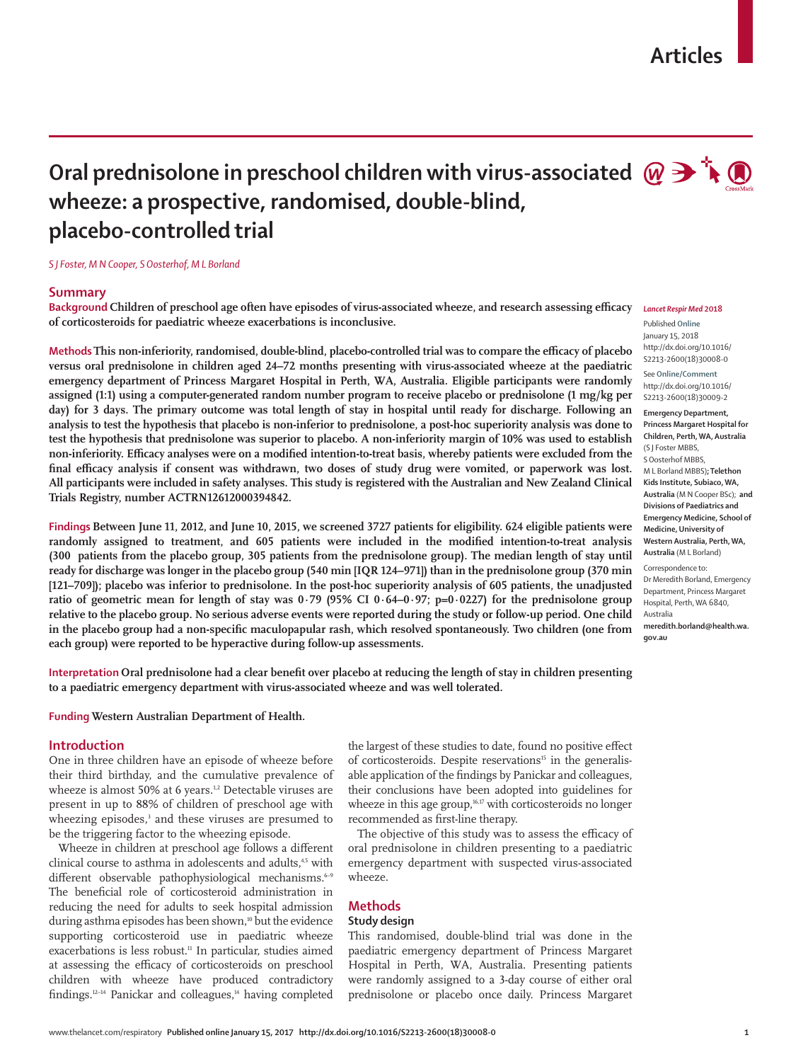# Oral prednisolone in preschool children with virus-associated wheeze: a prospective, randomised, double-blind, placebo-controlled trial

*S J Foster, M N Cooper, S Oosterhof, M L Borland*

## Summary

**Background** Children of preschool age often have episodes of virus-associated wheeze, and research assessing efficacy of corticosteroids for paediatric wheeze exacerbations is inconclusive.

**Methods** This non-inferiority, randomised, double-blind, placebo-controlled trial was to compare the efficacy of placebo versus oral prednisolone in children aged 24–72 months presenting with virus-associated wheeze at the paediatric emergency department of Princess Margaret Hospital in Perth, WA, Australia. Eligible participants were randomly assigned (1:1) using a computer-generated random number program to receive placebo or prednisolone (1 mg/kg per day) for 3 days. The primary outcome was total length of stay in hospital until ready for discharge. Following an analysis to test the hypothesis that placebo is non-inferior to prednisolone, a post-hoc superiority analysis was done to test the hypothesis that prednisolone was superior to placebo. A non-inferiority margin of 10% was used to establish non-inferiority. Efficacy analyses were on a modified intention-to-treat basis, whereby patients were excluded from the final efficacy analysis if consent was withdrawn, two doses of study drug were vomited, or paperwork was lost. All participants were included in safety analyses. This study is registered with the Australian and New Zealand Clinical Trials Registry, number ACTRN12612000394842.

**Findings** Between June 11, 2012, and June 10, 2015, we screened 3727 patients for eligibility. 624 eligible patients were randomly assigned to treatment, and 605 patients were included in the modified intention-to-treat analysis (300 patients from the placebo group, 305 patients from the prednisolone group). The median length of stay until ready for discharge was longer in the placebo group (540 min [IQR 124–971]) than in the prednisolone group (370 min [121–709]); placebo was inferior to prednisolone. In the post-hoc superiority analysis of 605 patients, the unadjusted ratio of geometric mean for length of stay was 0·79 (95% CI 0·64–0·97; p=0·0227) for the prednisolone group relative to the placebo group. No serious adverse events were reported during the study or follow-up period. One child in the placebo group had a non-specific maculopapular rash, which resolved spontaneously. Two children (one from each group) were reported to be hyperactive during follow-up assessments.

**Interpretation** Oral prednisolone had a clear benefit over placebo at reducing the length of stay in children presenting to a paediatric emergency department with virus-associated wheeze and was well tolerated.

**Funding** Western Australian Department of Health.

*Lancet Respir Med* 2018

Published **Online** January 15, 2018 http://dx.doi.org/10.1016/S2213-2600(18)30008-0

See **Online/Comment** http://dx.doi.org/10.1016/S2213-2600(18)30009-2

**Emergency Department, Princess Margaret Hospital for Children, Perth, WA, Australia** (S J Foster MBBS, S Oosterhof MBBS, M L Borland MBBS)**; Telethon Kids Institute, Subiaco, WA, Australia** (M N Cooper BSc)**; and Divisions of Paediatrics and Emergency Medicine, School of Medicine, University of Western Australia, Perth, WA, Australia** (M L Borland)

Correspondence to: Dr Meredith Borland, Emergency Department, Princess Margaret Hospital, Perth, WA 6840, Australia **meredith.borland@health.wa.gov.au**

## Introduction

One in three children have an episode of wheeze before their third birthday, and the cumulative prevalence of wheeze is almost 50% at 6 years.[1,2] Detectable viruses are present in up to 88% of children of preschool age with wheezing episodes,[3] and these viruses are presumed to be the triggering factor to the wheezing episode.

Wheeze in children at preschool age follows a different clinical course to asthma in adolescents and adults,[4,5] with different observable pathophysiological mechanisms.[6–9] The beneficial role of corticosteroid administration in reducing the need for adults to seek hospital admission during asthma episodes has been shown,[10] but the evidence supporting corticosteroid use in paediatric wheeze exacerbations is less robust.[11] In particular, studies aimed at assessing the efficacy of corticosteroids on preschool children with wheeze have produced contradictory findings.[12–14] Panickar and colleagues,[14] having completed the largest of these studies to date, found no positive effect of corticosteroids. Despite reservations[15] in the generalisable application of the findings by Panickar and colleagues, their conclusions have been adopted into guidelines for wheeze in this age group,[16,17] with corticosteroids no longer recommended as first-line therapy.

The objective of this study was to assess the efficacy of oral prednisolone in children presenting to a paediatric emergency department with suspected virus-associated wheeze.

## Methods

### Study design

This randomised, double-blind trial was done in the paediatric emergency department of Princess Margaret Hospital in Perth, WA, Australia. Presenting patients were randomly assigned to a 3-day course of either oral prednisolone or placebo once daily. Princess Margaret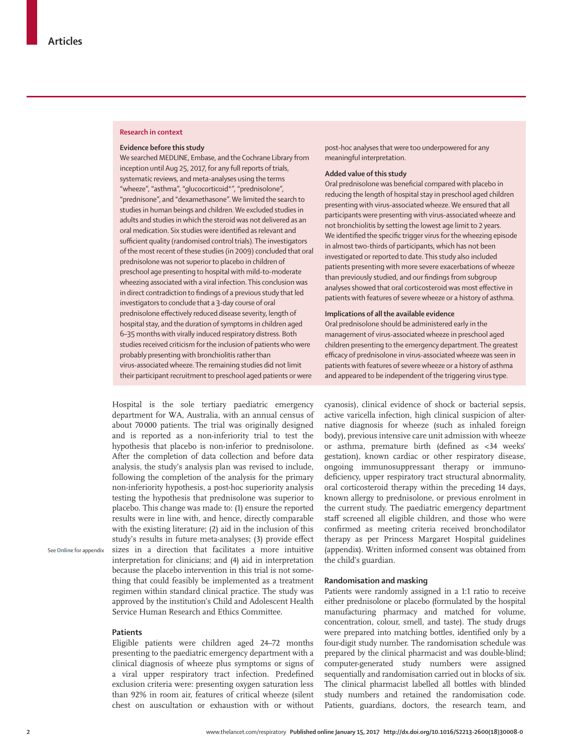## Research in context

### Evidence before this study

We searched MEDLINE, Embase, and the Cochrane Library from inception until Aug 25, 2017, for any full reports of trials, systematic reviews, and meta-analyses using the terms "wheeze", "asthma", "glucocorticoid*", "prednisolone", "prednisone", and "dexamethasone". We limited the search to studies in human beings and children. We excluded studies in adults and studies in which the steroid was not delivered as an oral medication. Six studies were identified as relevant and sufficient quality (randomised control trials). The investigators of the most recent of these studies (in 2009) concluded that oral prednisolone was not superior to placebo in children of preschool age presenting to hospital with mild-to-moderate wheezing associated with a viral infection. This conclusion was in direct contradiction to findings of a previous study that led investigators to conclude that a 3-day course of oral prednisolone effectively reduced disease severity, length of hospital stay, and the duration of symptoms in children aged 6–35 months with virally induced respiratory distress. Both studies received criticism for the inclusion of patients who were probably presenting with bronchiolitis rather than virus-associated wheeze. The remaining studies did not limit their participant recruitment to preschool aged patients or were post-hoc analyses that were too underpowered for any meaningful interpretation.

### Added value of this study

Oral prednisolone was beneficial compared with placebo in reducing the length of hospital stay in preschool aged children presenting with virus-associated wheeze. We ensured that all participants were presenting with virus-associated wheeze and not bronchiolitis by setting the lowest age limit to 2 years. We identified the specific trigger virus for the wheezing episode in almost two-thirds of participants, which has not been investigated or reported to date. This study also included patients presenting with more severe exacerbations of wheeze than previously studied, and our findings from subgroup analyses showed that oral corticosteroid was most effective in patients with features of severe wheeze or a history of asthma.

### Implications of all the available evidence

Oral prednisolone should be administered early in the management of virus-associated wheeze in preschool aged children presenting to the emergency department. The greatest efficacy of prednisolone in virus-associated wheeze was seen in patients with features of severe wheeze or a history of asthma and appeared to be independent of the triggering virus type.

Hospital is the sole tertiary paediatric emergency department for WA, Australia, with an annual census of about 70 000 patients. The trial was originally designed and is reported as a non-inferiority trial to test the hypothesis that placebo is non-inferior to prednisolone. After the completion of data collection and before data analysis, the study's analysis plan was revised to include, following the completion of the analysis for the primary non-inferiority hypothesis, a post-hoc superiority analysis testing the hypothesis that prednisolone was superior to placebo. This change was made to: (1) ensure the reported results were in line with, and hence, directly comparable with the existing literature; (2) aid in the inclusion of this study's results in future meta-analyses; (3) provide effect sizes in a direction that facilitates a more intuitive interpretation for clinicians; and (4) aid in interpretation because the placebo intervention in this trial is not something that could feasibly be implemented as a treatment regimen within standard clinical practice. The study was approved by the institution's Child and Adolescent Health Service Human Research and Ethics Committee.

See Online for appendix

### Patients

Eligible patients were children aged 24–72 months presenting to the paediatric emergency department with a clinical diagnosis of wheeze plus symptoms or signs of a viral upper respiratory tract infection. Predefined exclusion criteria were: presenting oxygen saturation less than 92% in room air, features of critical wheeze (silent chest on auscultation or exhaustion with or without cyanosis), clinical evidence of shock or bacterial sepsis, active varicella infection, high clinical suspicion of alternative diagnosis for wheeze (such as inhaled foreign body), previous intensive care unit admission with wheeze or asthma, premature birth (defined as <34 weeks' gestation), known cardiac or other respiratory disease, ongoing immunosuppressant therapy or immunodeficiency, upper respiratory tract structural abnormality, oral corticosteroid therapy within the preceding 14 days, known allergy to prednisolone, or previous enrolment in the current study. The paediatric emergency department staff screened all eligible children, and those who were confirmed as meeting criteria received bronchodilator therapy as per Princess Margaret Hospital guidelines (appendix). Written informed consent was obtained from the child's guardian.

### Randomisation and masking

Patients were randomly assigned in a 1:1 ratio to receive either prednisolone or placebo (formulated by the hospital manufacturing pharmacy and matched for volume, concentration, colour, smell, and taste). The study drugs were prepared into matching bottles, identified only by a four-digit study number. The randomisation schedule was prepared by the clinical pharmacist and was double-blind; computer-generated study numbers were assigned sequentially and randomisation carried out in blocks of six. The clinical pharmacist labelled all bottles with blinded study numbers and retained the randomisation code. Patients, guardians, doctors, the research team, and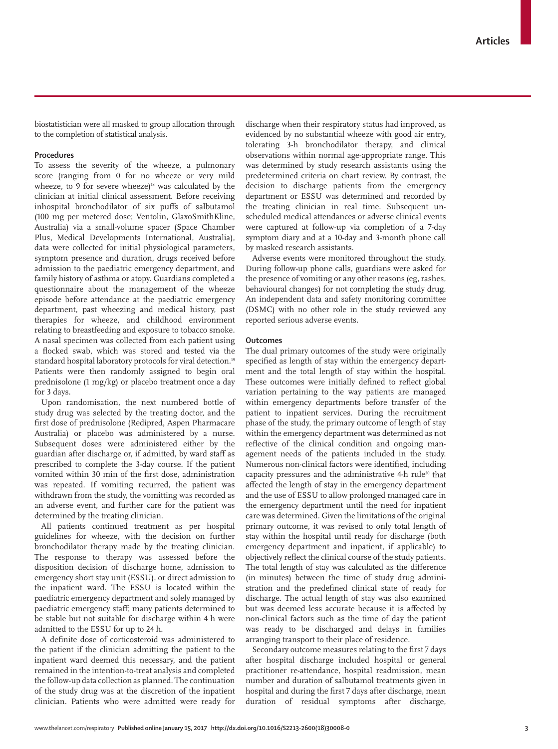biostatistician were all masked to group allocation through to the completion of statistical analysis.

## Procedures

To assess the severity of the wheeze, a pulmonary score (ranging from 0 for no wheeze or very mild wheeze, to 9 for severe wheeze)[18] was calculated by the clinician at initial clinical assessment. Before receiving inhospital bronchodilator of six puffs of salbutamol (100 mg per metered dose; Ventolin, GlaxoSmithKline, Australia) via a small-volume spacer (Space Chamber Plus, Medical Developments International, Australia), data were collected for initial physiological parameters, symptom presence and duration, drugs received before admission to the paediatric emergency department, and family history of asthma or atopy. Guardians completed a questionnaire about the management of the wheeze episode before attendance at the paediatric emergency department, past wheezing and medical history, past therapies for wheeze, and childhood environment relating to breastfeeding and exposure to tobacco smoke. A nasal specimen was collected from each patient using a flocked swab, which was stored and tested via the standard hospital laboratory protocols for viral detection.[19] Patients were then randomly assigned to begin oral prednisolone (1 mg/kg) or placebo treatment once a day for 3 days.

Upon randomisation, the next numbered bottle of study drug was selected by the treating doctor, and the first dose of prednisolone (Redipred, Aspen Pharmacare Australia) or placebo was administered by a nurse. Subsequent doses were administered either by the guardian after discharge or, if admitted, by ward staff as prescribed to complete the 3-day course. If the patient vomited within 30 min of the first dose, administration was repeated. If vomiting recurred, the patient was withdrawn from the study, the vomitting was recorded as an adverse event, and further care for the patient was determined by the treating clinician.

All patients continued treatment as per hospital guidelines for wheeze, with the decision on further bronchodilator therapy made by the treating clinician. The response to therapy was assessed before the disposition decision of discharge home, admission to emergency short stay unit (ESSU), or direct admission to the inpatient ward. The ESSU is located within the paediatric emergency department and solely managed by paediatric emergency staff; many patients determined to be stable but not suitable for discharge within 4 h were admitted to the ESSU for up to 24 h.

A definite dose of corticosteroid was administered to the patient if the clinician admitting the patient to the inpatient ward deemed this necessary, and the patient remained in the intention-to-treat analysis and completed the follow-up data collection as planned. The continuation of the study drug was at the discretion of the inpatient clinician. Patients who were admitted were ready for discharge when their respiratory status had improved, as evidenced by no substantial wheeze with good air entry, tolerating 3-h bronchodilator therapy, and clinical observations within normal age-appropriate range. This was determined by study research assistants using the predetermined criteria on chart review. By contrast, the decision to discharge patients from the emergency department or ESSU was determined and recorded by the treating clinician in real time. Subsequent unscheduled medical attendances or adverse clinical events were captured at follow-up via completion of a 7-day symptom diary and at a 10-day and 3-month phone call by masked research assistants.

Adverse events were monitored throughout the study. During follow-up phone calls, guardians were asked for the presence of vomiting or any other reasons (eg, rashes, behavioural changes) for not completing the study drug. An independent data and safety monitoring committee (DSMC) with no other role in the study reviewed any reported serious adverse events.

## Outcomes

The dual primary outcomes of the study were originally specified as length of stay within the emergency department and the total length of stay within the hospital. These outcomes were initially defined to reflect global variation pertaining to the way patients are managed within emergency departments before transfer of the patient to inpatient services. During the recruitment phase of the study, the primary outcome of length of stay within the emergency department was determined as not reflective of the clinical condition and ongoing management needs of the patients included in the study. Numerous non-clinical factors were identified, including capacity pressures and the administrative 4-h rule[20] that affected the length of stay in the emergency department and the use of ESSU to allow prolonged managed care in the emergency department until the need for inpatient care was determined. Given the limitations of the original primary outcome, it was revised to only total length of stay within the hospital until ready for discharge (both emergency department and inpatient, if applicable) to objectively reflect the clinical course of the study patients. The total length of stay was calculated as the difference (in minutes) between the time of study drug administration and the predefined clinical state of ready for discharge. The actual length of stay was also examined but was deemed less accurate because it is affected by non-clinical factors such as the time of day the patient was ready to be discharged and delays in families arranging transport to their place of residence.

Secondary outcome measures relating to the first 7 days after hospital discharge included hospital or general practitioner re-attendance, hospital readmission, mean number and duration of salbutamol treatments given in hospital and during the first 7 days after discharge, mean duration of residual symptoms after discharge,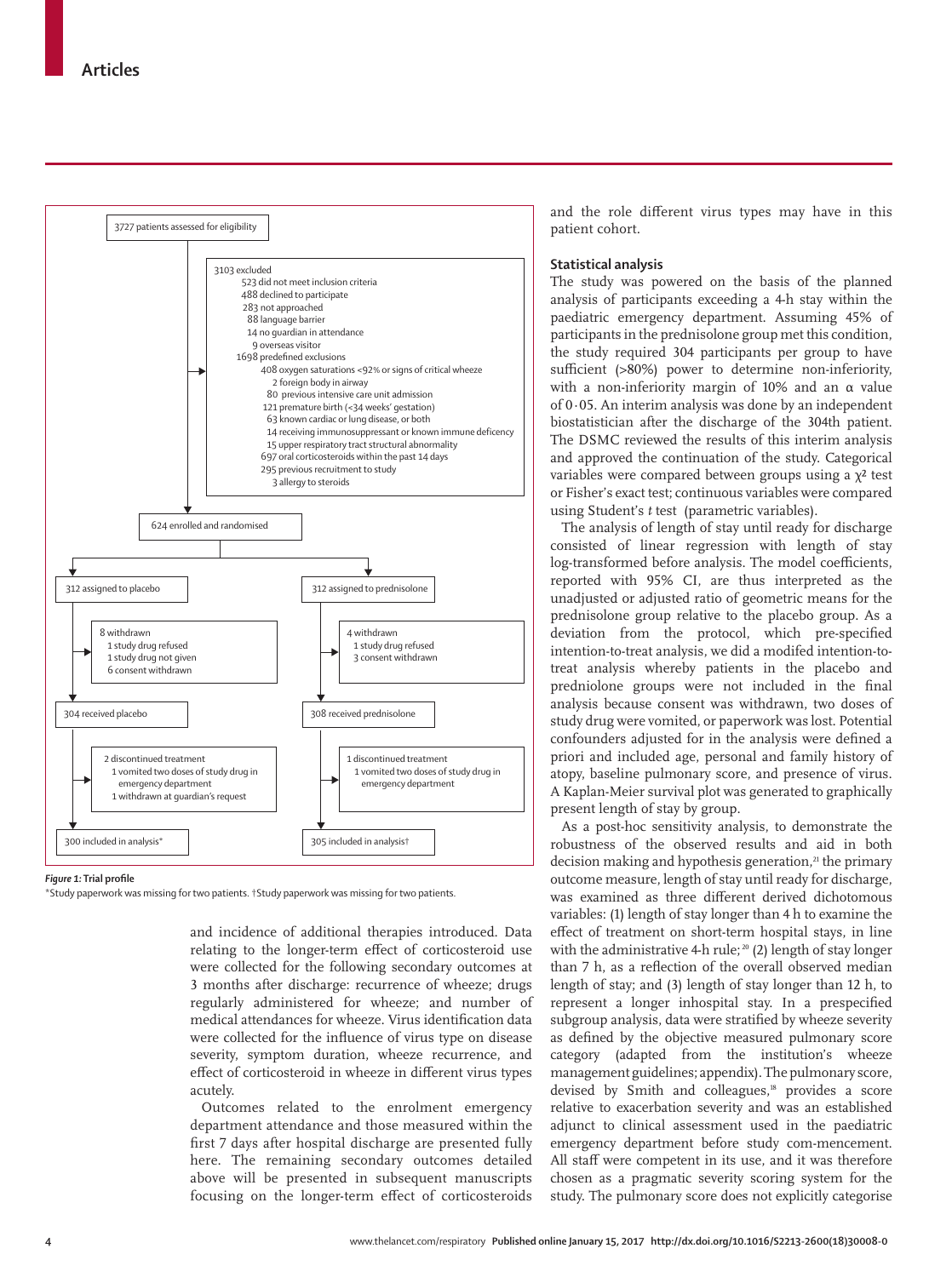3727 patients assessed for eligibility

3103 excluded
- 523 did not meet inclusion criteria
- 488 declined to participate
- 283 not approached
  - 88 language barrier
  - 14 no guardian in attendance
  - 9 overseas visitor
- 1698 predefined exclusions
  - 408 oxygen saturations <92% or signs of critical wheeze
  - 2 foreign body in airway
  - 80 previous intensive care unit admission
  - 121 premature birth (<34 weeks' gestation)
  - 63 known cardiac or lung disease, or both
  - 14 receiving immunosuppressant or known immune deficency
  - 15 upper respiratory tract structural abnormality
  - 697 oral corticosteroids within the past 14 days
  - 295 previous recruitment to study
  - 3 allergy to steroids

624 enrolled and randomised

312 assigned to placebo
- 8 withdrawn
  - 1 study drug refused
  - 1 study drug not given
  - 6 consent withdrawn

304 received placebo
- 2 discontinued treatment
  - 1 vomited two doses of study drug in emergency department
  - 1 withdrawn at guardian's request

300 included in analysis*

312 assigned to prednisolone
- 4 withdrawn
  - 1 study drug refused
  - 3 consent withdrawn

308 received prednisolone
- 1 discontinued treatment
  - 1 vomited two doses of study drug in emergency department

305 included in analysis†

***Figure 1:* Trial profile**

*Study paperwork was missing for two patients. †Study paperwork was missing for two patients.

and incidence of additional therapies introduced. Data relating to the longer-term effect of corticosteroid use were collected for the following secondary outcomes at 3 months after discharge: recurrence of wheeze; drugs regularly administered for wheeze; and number of medical attendances for wheeze. Virus identification data were collected for the influence of virus type on disease severity, symptom duration, wheeze recurrence, and effect of corticosteroid in wheeze in different virus types acutely.

Outcomes related to the enrolment emergency department attendance and those measured within the first 7 days after hospital discharge are presented fully here. The remaining secondary outcomes detailed above will be presented in subsequent manuscripts focusing on the longer-term effect of corticosteroids and the role different virus types may have in this patient cohort.

### Statistical analysis

The study was powered on the basis of the planned analysis of participants exceeding a 4-h stay within the paediatric emergency department. Assuming 45% of participants in the prednisolone group met this condition, the study required 304 participants per group to have sufficient (>80%) power to determine non-inferiority, with a non-inferiority margin of 10% and an α value of 0·05. An interim analysis was done by an independent biostatistician after the discharge of the 304th patient. The DSMC reviewed the results of this interim analysis and approved the continuation of the study. Categorical variables were compared between groups using a $\chi^2$ test or Fisher's exact test; continuous variables were compared using Student's *t* test (parametric variables).

The analysis of length of stay until ready for discharge consisted of linear regression with length of stay log-transformed before analysis. The model coefficients, reported with 95% CI, are thus interpreted as the unadjusted or adjusted ratio of geometric means for the prednisolone group relative to the placebo group. As a deviation from the protocol, which pre-specified intention-to-treat analysis, we did a modifed intention-to-treat analysis whereby patients in the placebo and predniolone groups were not included in the final analysis because consent was withdrawn, two doses of study drug were vomited, or paperwork was lost. Potential confounders adjusted for in the analysis were defined a priori and included age, personal and family history of atopy, baseline pulmonary score, and presence of virus. A Kaplan-Meier survival plot was generated to graphically present length of stay by group.

As a post-hoc sensitivity analysis, to demonstrate the robustness of the observed results and aid in both decision making and hypothesis generation,[21] the primary outcome measure, length of stay until ready for discharge, was examined as three different derived dichotomous variables: (1) length of stay longer than 4 h to examine the effect of treatment on short-term hospital stays, in line with the administrative 4-h rule;[20] (2) length of stay longer than 7 h, as a reflection of the overall observed median length of stay; and (3) length of stay longer than 12 h, to represent a longer inhospital stay. In a prespecified subgroup analysis, data were stratified by wheeze severity as defined by the objective measured pulmonary score category (adapted from the institution's wheeze management guidelines; appendix). The pulmonary score, devised by Smith and colleagues,[18] provides a score relative to exacerbation severity and was an established adjunct to clinical assessment used in the paediatric emergency department before study com-mencement. All staff were competent in its use, and it was therefore chosen as a pragmatic severity scoring system for the study. The pulmonary score does not explicitly categorise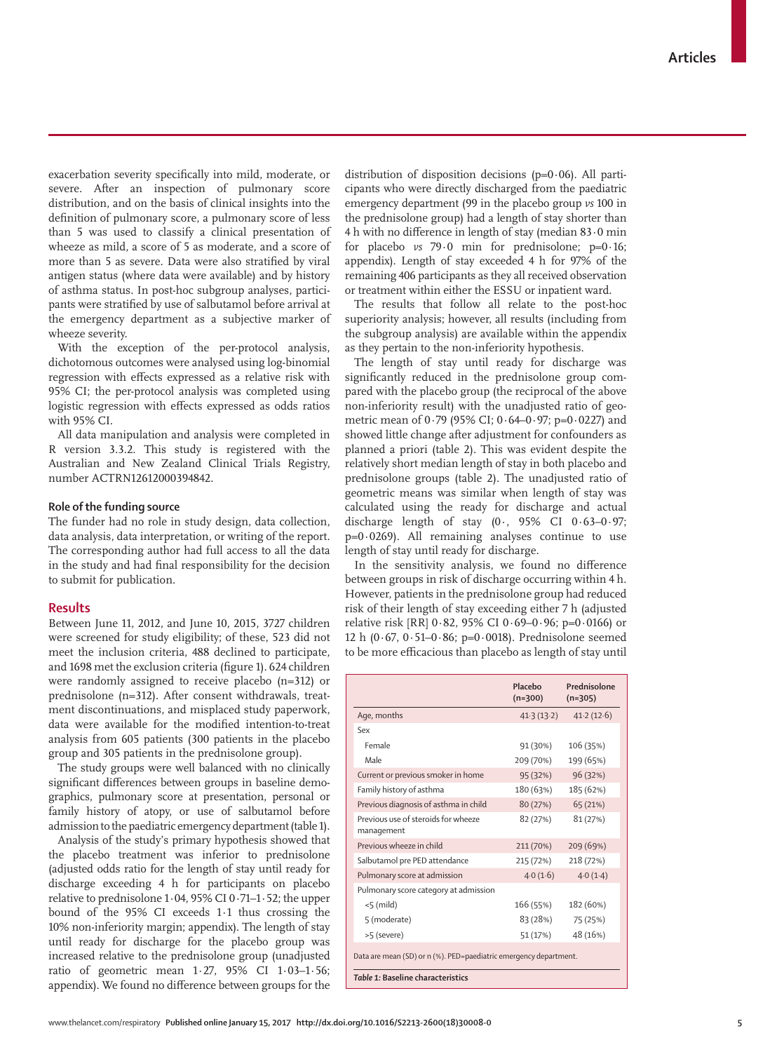exacerbation severity specifically into mild, moderate, or severe. After an inspection of pulmonary score distribution, and on the basis of clinical insights into the definition of pulmonary score, a pulmonary score of less than 5 was used to classify a clinical presentation of wheeze as mild, a score of 5 as moderate, and a score of more than 5 as severe. Data were also stratified by viral antigen status (where data were available) and by history of asthma status. In post-hoc subgroup analyses, participants were stratified by use of salbutamol before arrival at the emergency department as a subjective marker of wheeze severity.

With the exception of the per-protocol analysis, dichotomous outcomes were analysed using log-binomial regression with effects expressed as a relative risk with 95% CI; the per-protocol analysis was completed using logistic regression with effects expressed as odds ratios with 95% CI.

All data manipulation and analysis were completed in R version 3.3.2. This study is registered with the Australian and New Zealand Clinical Trials Registry, number ACTRN12612000394842.

### Role of the funding source

The funder had no role in study design, data collection, data analysis, data interpretation, or writing of the report. The corresponding author had full access to all the data in the study and had final responsibility for the decision to submit for publication.

## Results

Between June 11, 2012, and June 10, 2015, 3727 children were screened for study eligibility; of these, 523 did not meet the inclusion criteria, 488 declined to participate, and 1698 met the exclusion criteria (figure 1). 624 children were randomly assigned to receive placebo (n=312) or prednisolone (n=312). After consent withdrawals, treatment discontinuations, and misplaced study paperwork, data were available for the modified intention-to-treat analysis from 605 patients (300 patients in the placebo group and 305 patients in the prednisolone group).

The study groups were well balanced with no clinically significant differences between groups in baseline demographics, pulmonary score at presentation, personal or family history of atopy, or use of salbutamol before admission to the paediatric emergency department (table 1).

Analysis of the study's primary hypothesis showed that the placebo treatment was inferior to prednisolone (adjusted odds ratio for the length of stay until ready for discharge exceeding 4 h for participants on placebo relative to prednisolone 1·04, 95% CI 0·71–1·52; the upper bound of the 95% CI exceeds 1·1 thus crossing the 10% non-inferiority margin; appendix). The length of stay until ready for discharge for the placebo group was increased relative to the prednisolone group (unadjusted ratio of geometric mean 1·27, 95% CI 1·03–1·56; appendix). We found no difference between groups for the distribution of disposition decisions (p=0·06). All participants who were directly discharged from the paediatric emergency department (99 in the placebo group *vs* 100 in the prednisolone group) had a length of stay shorter than 4 h with no difference in length of stay (median 83·0 min for placebo *vs* 79·0 min for prednisolone; p=0·16; appendix). Length of stay exceeded 4 h for 97% of the remaining 406 participants as they all received observation or treatment within either the ESSU or inpatient ward.

The results that follow all relate to the post-hoc superiority analysis; however, all results (including from the subgroup analysis) are available within the appendix as they pertain to the non-inferiority hypothesis.

The length of stay until ready for discharge was significantly reduced in the prednisolone group compared with the placebo group (the reciprocal of the above non-inferiority result) with the unadjusted ratio of geometric mean of 0·79 (95% CI; 0·64–0·97; p=0·0227) and showed little change after adjustment for confounders as planned a priori (table 2). This was evident despite the relatively short median length of stay in both placebo and prednisolone groups (table 2). The unadjusted ratio of geometric means was similar when length of stay was calculated using the ready for discharge and actual discharge length of stay (0·, 95% CI 0·63–0·97; p=0·0269). All remaining analyses continue to use length of stay until ready for discharge.

In the sensitivity analysis, we found no difference between groups in risk of discharge occurring within 4 h. However, patients in the prednisolone group had reduced risk of their length of stay exceeding either 7 h (adjusted relative risk [RR] 0·82, 95% CI 0·69–0·96; p=0·0166) or 12 h (0·67, 0·51–0·86; p=0·0018). Prednisolone seemed to be more efficacious than placebo as length of stay until

| | Placebo (n=300) | Prednisolone (n=305) |
|---|---|---|
| Age, months | 41·3 (13·2) | 41·2 (12·6) |
| Sex | | |
| Female | 91 (30%) | 106 (35%) |
| Male | 209 (70%) | 199 (65%) |
| Current or previous smoker in home | 95 (32%) | 96 (32%) |
| Family history of asthma | 180 (63%) | 185 (62%) |
| Previous diagnosis of asthma in child | 80 (27%) | 65 (21%) |
| Previous use of steroids for wheeze management | 82 (27%) | 81 (27%) |
| Previous wheeze in child | 211 (70%) | 209 (69%) |
| Salbutamol pre PED attendance | 215 (72%) | 218 (72%) |
| Pulmonary score at admission | 4·0 (1·6) | 4·0 (1·4) |
| Pulmonary score category at admission | | |
| <5 (mild) | 166 (55%) | 182 (60%) |
| 5 (moderate) | 83 (28%) | 75 (25%) |
| >5 (severe) | 51 (17%) | 48 (16%) |

Data are mean (SD) or n (%). PED=paediatric emergency department.

*Table 1:* **Baseline characteristics**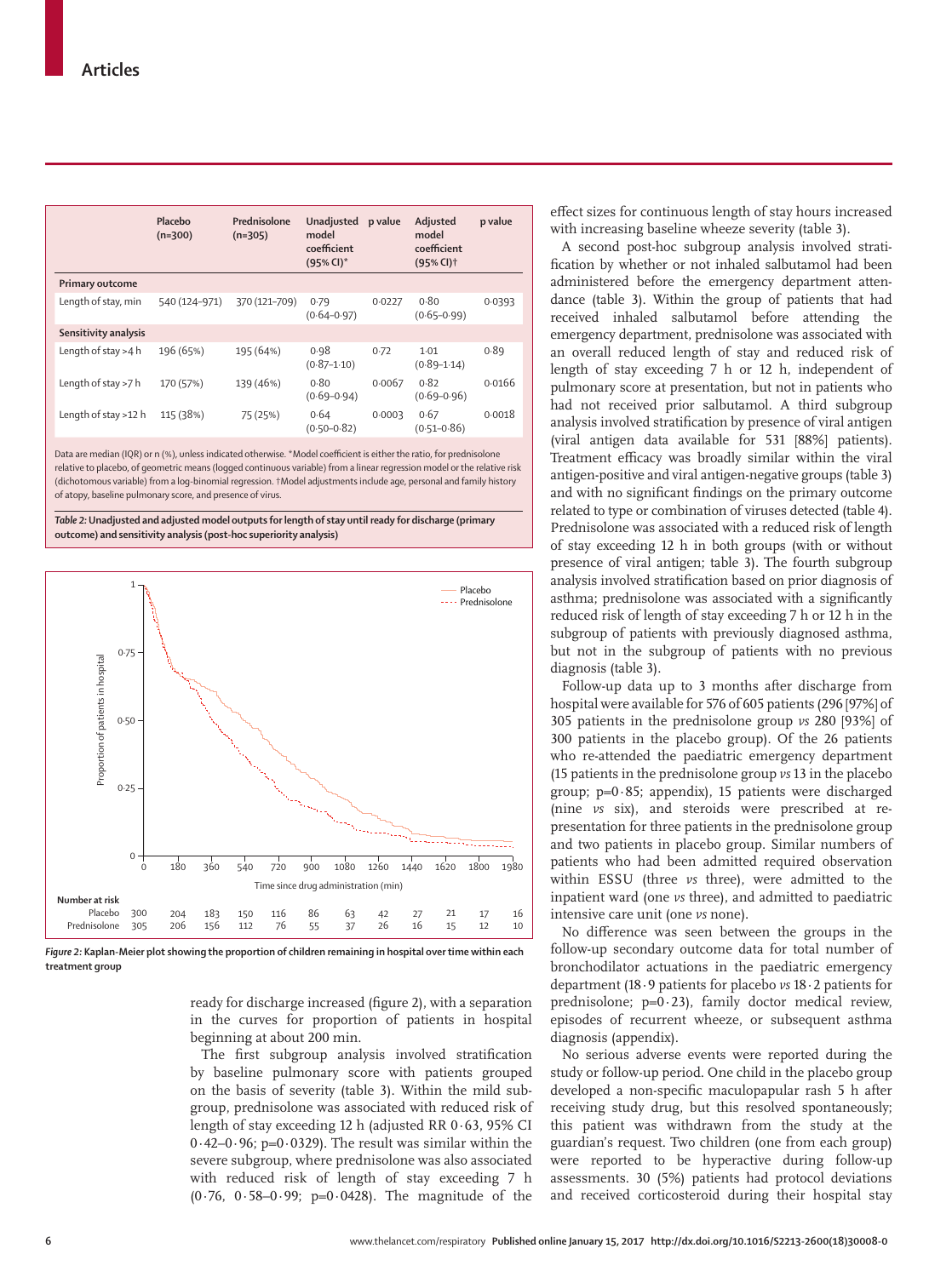| | Placebo (n=300) | Prednisolone (n=305) | Unadjusted model coefficient (95% CI)* | p value | Adjusted model coefficient (95% CI)† | p value |
|---|---|---|---|---|---|---|
| **Primary outcome** | | | | | | |
| Length of stay, min | 540 (124–971) | 370 (121–709) | 0·79 (0·64–0·97) | 0·0227 | 0·80 (0·65–0·99) | 0·0393 |
| **Sensitivity analysis** | | | | | | |
| Length of stay >4 h | 196 (65%) | 195 (64%) | 0·98 (0·87–1·10) | 0·72 | 1·01 (0·89–1·14) | 0·89 |
| Length of stay >7 h | 170 (57%) | 139 (46%) | 0·80 (0·69–0·94) | 0·0067 | 0·82 (0·69–0·96) | 0·0166 |
| Length of stay >12 h | 115 (38%) | 75 (25%) | 0·64 (0·50–0·82) | 0·0003 | 0·67 (0·51–0·86) | 0·0018 |

Data are median (IQR) or n (%), unless indicated otherwise. *Model coefficient is either the ratio, for prednisolone relative to placebo, of geometric means (logged continuous variable) from a linear regression model or the relative risk (dichotomous variable) from a log-binomial regression. †Model adjustments include age, personal and family history of atopy, baseline pulmonary score, and presence of virus.

***Table 2:* Unadjusted and adjusted model outputs for length of stay until ready for discharge (primary outcome) and sensitivity analysis (post-hoc superiority analysis)**

***Figure 2:* Kaplan-Meier plot showing the proportion of children remaining in hospital over time within each treatment group**

ready for discharge increased (figure 2), with a separation in the curves for proportion of patients in hospital beginning at about 200 min.

The first subgroup analysis involved stratification by baseline pulmonary score with patients grouped on the basis of severity (table 3). Within the mild subgroup, prednisolone was associated with reduced risk of length of stay exceeding 12 h (adjusted RR 0·63, 95% CI 0·42–0·96; p=0·0329). The result was similar within the severe subgroup, where prednisolone was also associated with reduced risk of length of stay exceeding 7 h (0·76, 0·58–0·99; p=0·0428). The magnitude of the effect sizes for continuous length of stay hours increased with increasing baseline wheeze severity (table 3).

A second post-hoc subgroup analysis involved stratification by whether or not inhaled salbutamol had been administered before the emergency department attendance (table 3). Within the group of patients that had received inhaled salbutamol before attending the emergency department, prednisolone was associated with an overall reduced length of stay and reduced risk of length of stay exceeding 7 h or 12 h, independent of pulmonary score at presentation, but not in patients who had not received prior salbutamol. A third subgroup analysis involved stratification by presence of viral antigen (viral antigen data available for 531 [88%] patients). Treatment efficacy was broadly similar within the viral antigen-positive and viral antigen-negative groups (table 3) and with no significant findings on the primary outcome related to type or combination of viruses detected (table 4). Prednisolone was associated with a reduced risk of length of stay exceeding 12 h in both groups (with or without presence of viral antigen; table 3). The fourth subgroup analysis involved stratification based on prior diagnosis of asthma; prednisolone was associated with a significantly reduced risk of length of stay exceeding 7 h or 12 h in the subgroup of patients with previously diagnosed asthma, but not in the subgroup of patients with no previous diagnosis (table 3).

Follow-up data up to 3 months after discharge from hospital were available for 576 of 605 patients (296 [97%] of 305 patients in the prednisolone group *vs* 280 [93%] of 300 patients in the placebo group). Of the 26 patients who re-attended the paediatric emergency department (15 patients in the prednisolone group *vs* 13 in the placebo group; p=0·85; appendix), 15 patients were discharged (nine *vs* six), and steroids were prescribed at re-presentation for three patients in the prednisolone group and two patients in placebo group. Similar numbers of patients who had been admitted required observation within ESSU (three *vs* three), were admitted to the inpatient ward (one *vs* three), and admitted to paediatric intensive care unit (one *vs* none).

No difference was seen between the groups in the follow-up secondary outcome data for total number of bronchodilator actuations in the paediatric emergency department (18·9 patients for placebo *vs* 18·2 patients for prednisolone; p=0·23), family doctor medical review, episodes of recurrent wheeze, or subsequent asthma diagnosis (appendix).

No serious adverse events were reported during the study or follow-up period. One child in the placebo group developed a non-specific maculopapular rash 5 h after receiving study drug, but this resolved spontaneously; this patient was withdrawn from the study at the guardian's request. Two children (one from each group) were reported to be hyperactive during follow-up assessments. 30 (5%) patients had protocol deviations and received corticosteroid during their hospital stay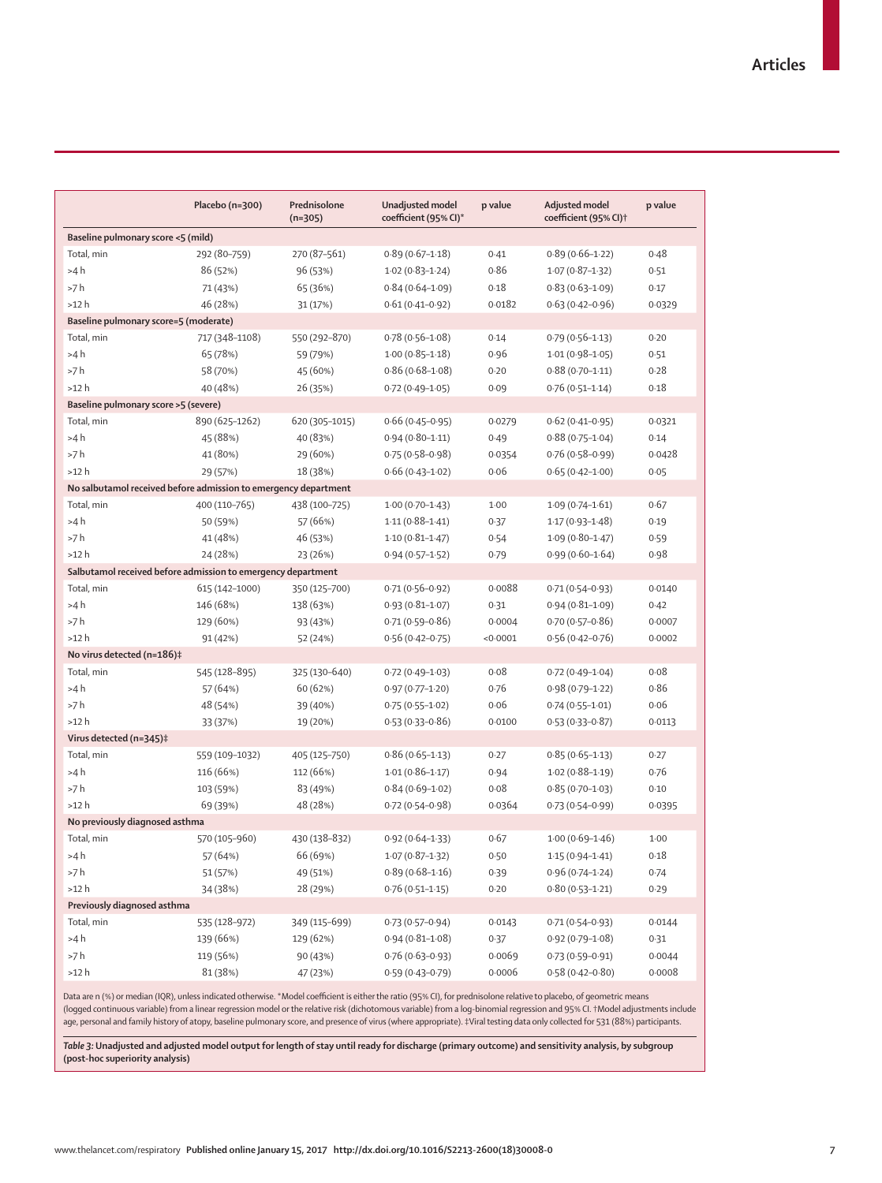| | Placebo (n=300) | Prednisolone (n=305) | Unadjusted model coefficient (95% CI)* | p value | Adjusted model coefficient (95% CI)† | p value |
|---|---|---|---|---|---|---|
| **Baseline pulmonary score <5 (mild)** | | | | | | |
| Total, min | 292 (80–759) | 270 (87–561) | 0·89 (0·67–1·18) | 0·41 | 0·89 (0·66–1·22) | 0·48 |
| >4 h | 86 (52%) | 96 (53%) | 1·02 (0·83–1·24) | 0·86 | 1·07 (0·87–1·32) | 0·51 |
| >7 h | 71 (43%) | 65 (36%) | 0·84 (0·64–1·09) | 0·18 | 0·83 (0·63–1·09) | 0·17 |
| >12 h | 46 (28%) | 31 (17%) | 0·61 (0·41–0·92) | 0·0182 | 0·63 (0·42–0·96) | 0·0329 |
| **Baseline pulmonary score=5 (moderate)** | | | | | | |
| Total, min | 717 (348–1108) | 550 (292–870) | 0·78 (0·56–1·08) | 0·14 | 0·79 (0·56–1·13) | 0·20 |
| >4 h | 65 (78%) | 59 (79%) | 1·00 (0·85–1·18) | 0·96 | 1·01 (0·98–1·05) | 0·51 |
| >7 h | 58 (70%) | 45 (60%) | 0·86 (0·68–1·08) | 0·20 | 0·88 (0·70–1·11) | 0·28 |
| >12 h | 40 (48%) | 26 (35%) | 0·72 (0·49–1·05) | 0·09 | 0·76 (0·51–1·14) | 0·18 |
| **Baseline pulmonary score >5 (severe)** | | | | | | |
| Total, min | 890 (625–1262) | 620 (305–1015) | 0·66 (0·45–0·95) | 0·0279 | 0·62 (0·41–0·95) | 0·0321 |
| >4 h | 45 (88%) | 40 (83%) | 0·94 (0·80–1·11) | 0·49 | 0·88 (0·75–1·04) | 0·14 |
| >7 h | 41 (80%) | 29 (60%) | 0·75 (0·58–0·98) | 0·0354 | 0·76 (0·58–0·99) | 0·0428 |
| >12 h | 29 (57%) | 18 (38%) | 0·66 (0·43–1·02) | 0·06 | 0·65 (0·42–1·00) | 0·05 |
| **No salbutamol received before admission to emergency department** | | | | | | |
| Total, min | 400 (110–765) | 438 (100–725) | 1·00 (0·70–1·43) | 1·00 | 1·09 (0·74–1·61) | 0·67 |
| >4 h | 50 (59%) | 57 (66%) | 1·11 (0·88–1·41) | 0·37 | 1·17 (0·93–1·48) | 0·19 |
| >7 h | 41 (48%) | 46 (53%) | 1·10 (0·81–1·47) | 0·54 | 1·09 (0·80–1·47) | 0·59 |
| >12 h | 24 (28%) | 23 (26%) | 0·94 (0·57–1·52) | 0·79 | 0·99 (0·60–1·64) | 0·98 |
| **Salbutamol received before admission to emergency department** | | | | | | |
| Total, min | 615 (142–1000) | 350 (125–700) | 0·71 (0·56–0·92) | 0·0088 | 0·71 (0·54–0·93) | 0·0140 |
| >4 h | 146 (68%) | 138 (63%) | 0·93 (0·81–1·07) | 0·31 | 0·94 (0·81–1·09) | 0·42 |
| >7 h | 129 (60%) | 93 (43%) | 0·71 (0·59–0·86) | 0·0004 | 0·70 (0·57–0·86) | 0·0007 |
| >12 h | 91 (42%) | 52 (24%) | 0·56 (0·42–0·75) | <0·0001 | 0·56 (0·42–0·76) | 0·0002 |
| **No virus detected (n=186)‡** | | | | | | |
| Total, min | 545 (128–895) | 325 (130–640) | 0·72 (0·49–1·03) | 0·08 | 0·72 (0·49–1·04) | 0·08 |
| >4 h | 57 (64%) | 60 (62%) | 0·97 (0·77–1·20) | 0·76 | 0·98 (0·79–1·22) | 0·86 |
| >7 h | 48 (54%) | 39 (40%) | 0·75 (0·55–1·02) | 0·06 | 0·74 (0·55–1·01) | 0·06 |
| >12 h | 33 (37%) | 19 (20%) | 0·53 (0·33–0·86) | 0·0100 | 0·53 (0·33–0·87) | 0·0113 |
| **Virus detected (n=345)‡** | | | | | | |
| Total, min | 559 (109–1032) | 405 (125–750) | 0·86 (0·65–1·13) | 0·27 | 0·85 (0·65–1·13) | 0·27 |
| >4 h | 116 (66%) | 112 (66%) | 1·01 (0·86–1·17) | 0·94 | 1·02 (0·88–1·19) | 0·76 |
| >7 h | 103 (59%) | 83 (49%) | 0·84 (0·69–1·02) | 0·08 | 0·85 (0·70–1·03) | 0·10 |
| >12 h | 69 (39%) | 48 (28%) | 0·72 (0·54–0·98) | 0·0364 | 0·73 (0·54–0·99) | 0·0395 |
| **No previously diagnosed asthma** | | | | | | |
| Total, min | 570 (105–960) | 430 (138–832) | 0·92 (0·64–1·33) | 0·67 | 1·00 (0·69–1·46) | 1·00 |
| >4 h | 57 (64%) | 66 (69%) | 1·07 (0·87–1·32) | 0·50 | 1·15 (0·94–1·41) | 0·18 |
| >7 h | 51 (57%) | 49 (51%) | 0·89 (0·68–1·16) | 0·39 | 0·96 (0·74–1·24) | 0·74 |
| >12 h | 34 (38%) | 28 (29%) | 0·76 (0·51–1·15) | 0·20 | 0·80 (0·53–1·21) | 0·29 |
| **Previously diagnosed asthma** | | | | | | |
| Total, min | 535 (128–972) | 349 (115–699) | 0·73 (0·57–0·94) | 0·0143 | 0·71 (0·54–0·93) | 0·0144 |
| >4 h | 139 (66%) | 129 (62%) | 0·94 (0·81–1·08) | 0·37 | 0·92 (0·79–1·08) | 0·31 |
| >7 h | 119 (56%) | 90 (43%) | 0·76 (0·63–0·93) | 0·0069 | 0·73 (0·59–0·91) | 0·0044 |
| >12 h | 81 (38%) | 47 (23%) | 0·59 (0·43–0·79) | 0·0006 | 0·58 (0·42–0·80) | 0·0008 |

Data are n (%) or median (IQR), unless indicated otherwise. *Model coefficient is either the ratio (95% CI), for prednisolone relative to placebo, of geometric means (logged continuous variable) from a linear regression model or the relative risk (dichotomous variable) from a log-binomial regression and 95% CI. †Model adjustments include age, personal and family history of atopy, baseline pulmonary score, and presence of virus (where appropriate). ‡Viral testing data only collected for 531 (88%) participants.

***Table 3:*** **Unadjusted and adjusted model output for length of stay until ready for discharge (primary outcome) and sensitivity analysis, by subgroup (post-hoc superiority analysis)**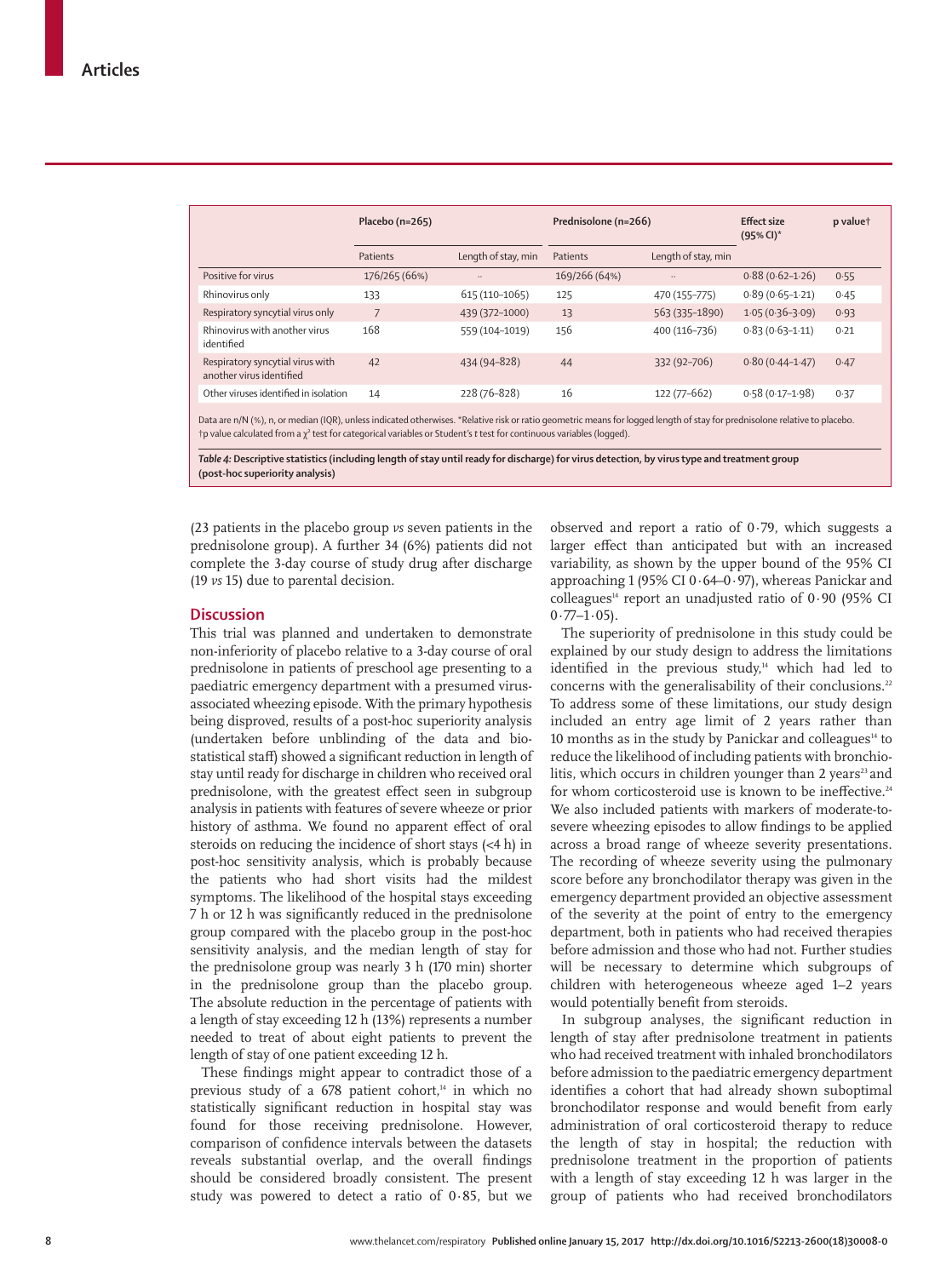| | Placebo (n=265) | | Prednisolone (n=266) | | Effect size (95% CI)* | p value† |
|---|---|---|---|---|---|---|
| | Patients | Length of stay, min | Patients | Length of stay, min | | |
| Positive for virus | 176/265 (66%) | .. | 169/266 (64%) | .. | 0·88 (0·62–1·26) | 0·55 |
| Rhinovirus only | 133 | 615 (110–1065) | 125 | 470 (155–775) | 0·89 (0·65–1·21) | 0·45 |
| Respiratory syncytial virus only | 7 | 439 (372–1000) | 13 | 563 (335–1890) | 1·05 (0·36–3·09) | 0·93 |
| Rhinovirus with another virus identified | 168 | 559 (104–1019) | 156 | 400 (116–736) | 0·83 (0·63–1·11) | 0·21 |
| Respiratory syncytial virus with another virus identified | 42 | 434 (94–828) | 44 | 332 (92–706) | 0·80 (0·44–1·47) | 0·47 |
| Other viruses identified in isolation | 14 | 228 (76–828) | 16 | 122 (77–662) | 0·58 (0·17–1·98) | 0·37 |

Data are n/N (%), n, or median (IQR), unless indicated otherwise. *Relative risk or ratio geometric means for logged length of stay for prednisolone relative to placebo. †p value calculated from a $\chi^2$ test for categorical variables or Student's *t* test for continuous variables (logged).

*Table 4:* **Descriptive statistics (including length of stay until ready for discharge) for virus detection, by virus type and treatment group (post-hoc superiority analysis)**

(23 patients in the placebo group *vs* seven patients in the prednisolone group). A further 34 (6%) patients did not complete the 3-day course of study drug after discharge (19 *vs* 15) due to parental decision.

## Discussion

This trial was planned and undertaken to demonstrate non-inferiority of placebo relative to a 3-day course of oral prednisolone in patients of preschool age presenting to a paediatric emergency department with a presumed virus-associated wheezing episode. With the primary hypothesis being disproved, results of a post-hoc superiority analysis (undertaken before unblinding of the data and biostatistical staff) showed a significant reduction in length of stay until ready for discharge in children who received oral prednisolone, with the greatest effect seen in subgroup analysis in patients with features of severe wheeze or prior history of asthma. We found no apparent effect of oral steroids on reducing the incidence of short stays (<4 h) in post-hoc sensitivity analysis, which is probably because the patients who had short visits had the mildest symptoms. The likelihood of the hospital stays exceeding 7 h or 12 h was significantly reduced in the prednisolone group compared with the placebo group in the post-hoc sensitivity analysis, and the median length of stay for the prednisolone group was nearly 3 h (170 min) shorter in the prednisolone group than the placebo group. The absolute reduction in the percentage of patients with a length of stay exceeding 12 h (13%) represents a number needed to treat of about eight patients to prevent the length of stay of one patient exceeding 12 h.

These findings might appear to contradict those of a previous study of a 678 patient cohort,[14] in which no statistically significant reduction in hospital stay was found for those receiving prednisolone. However, comparison of confidence intervals between the datasets reveals substantial overlap, and the overall findings should be considered broadly consistent. The present study was powered to detect a ratio of 0·85, but we observed and report a ratio of 0·79, which suggests a larger effect than anticipated but with an increased variability, as shown by the upper bound of the 95% CI approaching 1 (95% CI 0·64–0·97), whereas Panickar and colleagues[14] report an unadjusted ratio of 0·90 (95% CI 0·77–1·05).

The superiority of prednisolone in this study could be explained by our study design to address the limitations identified in the previous study,[14] which had led to concerns with the generalisability of their conclusions.[22] To address some of these limitations, our study design included an entry age limit of 2 years rather than 10 months as in the study by Panickar and colleagues[14] to reduce the likelihood of including patients with bronchiolitis, which occurs in children younger than 2 years[23] and for whom corticosteroid use is known to be ineffective.[24] We also included patients with markers of moderate-to-severe wheezing episodes to allow findings to be applied across a broad range of wheeze severity presentations. The recording of wheeze severity using the pulmonary score before any bronchodilator therapy was given in the emergency department provided an objective assessment of the severity at the point of entry to the emergency department, both in patients who had received therapies before admission and those who had not. Further studies will be necessary to determine which subgroups of children with heterogeneous wheeze aged 1–2 years would potentially benefit from steroids.

In subgroup analyses, the significant reduction in length of stay after prednisolone treatment in patients who had received treatment with inhaled bronchodilators before admission to the paediatric emergency department identifies a cohort that had already shown suboptimal bronchodilator response and would benefit from early administration of oral corticosteroid therapy to reduce the length of stay in hospital; the reduction with prednisolone treatment in the proportion of patients with a length of stay exceeding 12 h was larger in the group of patients who had received bronchodilators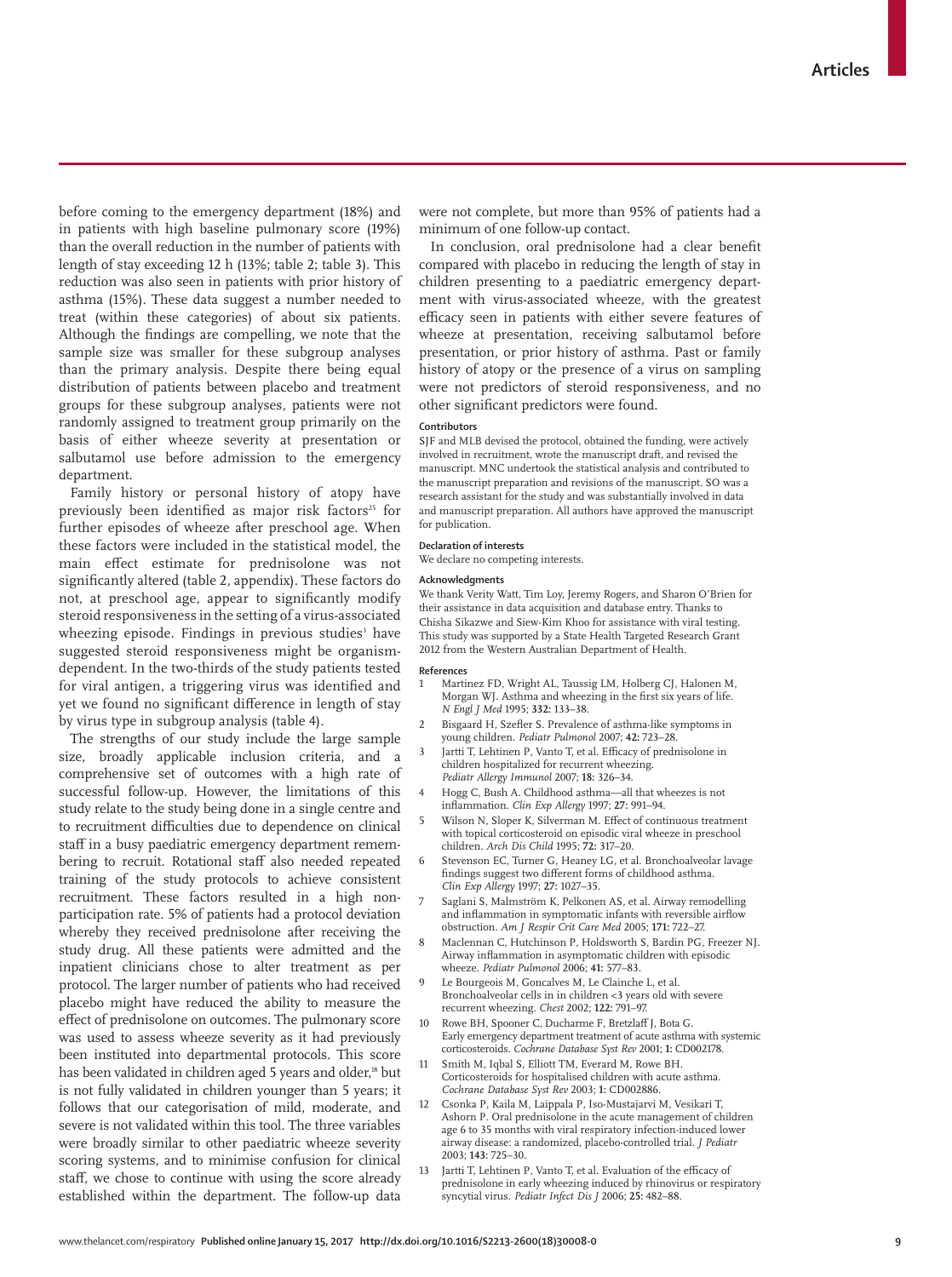before coming to the emergency department (18%) and in patients with high baseline pulmonary score (19%) than the overall reduction in the number of patients with length of stay exceeding 12 h (13%; table 2; table 3). This reduction was also seen in patients with prior history of asthma (15%). These data suggest a number needed to treat (within these categories) of about six patients. Although the findings are compelling, we note that the sample size was smaller for these subgroup analyses than the primary analysis. Despite there being equal distribution of patients between placebo and treatment groups for these subgroup analyses, patients were not randomly assigned to treatment group primarily on the basis of either wheeze severity at presentation or salbutamol use before admission to the emergency department.

Family history or personal history of atopy have previously been identified as major risk factors[25] for further episodes of wheeze after preschool age. When these factors were included in the statistical model, the main effect estimate for prednisolone was not significantly altered (table 2, appendix). These factors do not, at preschool age, appear to significantly modify steroid responsiveness in the setting of a virus-associated wheezing episode. Findings in previous studies[3] have suggested steroid responsiveness might be organism-dependent. In the two-thirds of the study patients tested for viral antigen, a triggering virus was identified and yet we found no significant difference in length of stay by virus type in subgroup analysis (table 4).

The strengths of our study include the large sample size, broadly applicable inclusion criteria, and a comprehensive set of outcomes with a high rate of successful follow-up. However, the limitations of this study relate to the study being done in a single centre and to recruitment difficulties due to dependence on clinical staff in a busy paediatric emergency department remembering to recruit. Rotational staff also needed repeated training of the study protocols to achieve consistent recruitment. These factors resulted in a high non-participation rate. 5% of patients had a protocol deviation whereby they received prednisolone after receiving the study drug. All these patients were admitted and the inpatient clinicians chose to alter treatment as per protocol. The larger number of patients who had received placebo might have reduced the ability to measure the effect of prednisolone on outcomes. The pulmonary score was used to assess wheeze severity as it had previously been instituted into departmental protocols. This score has been validated in children aged 5 years and older,[18] but is not fully validated in children younger than 5 years; it follows that our categorisation of mild, moderate, and severe is not validated within this tool. The three variables were broadly similar to other paediatric wheeze severity scoring systems, and to minimise confusion for clinical staff, we chose to continue with using the score already established within the department. The follow-up data were not complete, but more than 95% of patients had a minimum of one follow-up contact.

In conclusion, oral prednisolone had a clear benefit compared with placebo in reducing the length of stay in children presenting to a paediatric emergency department with virus-associated wheeze, with the greatest efficacy seen in patients with either severe features of wheeze at presentation, receiving salbutamol before presentation, or prior history of asthma. Past or family history of atopy or the presence of a virus on sampling were not predictors of steroid responsiveness, and no other significant predictors were found.

#### Contributors

SJF and MLB devised the protocol, obtained the funding, were actively involved in recruitment, wrote the manuscript draft, and revised the manuscript. MNC undertook the statistical analysis and contributed to the manuscript preparation and revisions of the manuscript. SO was a research assistant for the study and was substantially involved in data and manuscript preparation. All authors have approved the manuscript for publication.

#### Declaration of interests

We declare no competing interests.

#### Acknowledgments

We thank Verity Watt, Tim Loy, Jeremy Rogers, and Sharon O'Brien for their assistance in data acquisition and database entry. Thanks to Chisha Sikazwe and Siew-Kim Khoo for assistance with viral testing. This study was supported by a State Health Targeted Research Grant 2012 from the Western Australian Department of Health.

#### References

1. Martinez FD, Wright AL, Taussig LM, Holberg CJ, Halonen M, Morgan WJ. Asthma and wheezing in the first six years of life. *N Engl J Med* 1995; **332:** 133–38.
2. Bisgaard H, Szefler S. Prevalence of asthma-like symptoms in young children. *Pediatr Pulmonol* 2007; **42:** 723–28.
3. Jartti T, Lehtinen P, Vanto T, et al. Efficacy of prednisolone in children hospitalized for recurrent wheezing. *Pediatr Allergy Immunol* 2007; **18:** 326–34.
4. Hogg C, Bush A. Childhood asthma—all that wheezes is not inflammation. *Clin Exp Allergy* 1997; **27:** 991–94.
5. Wilson N, Sloper K, Silverman M. Effect of continuous treatment with topical corticosteroid on episodic viral wheeze in preschool children. *Arch Dis Child* 1995; **72:** 317–20.
6. Stevenson EC, Turner G, Heaney LG, et al. Bronchoalveolar lavage findings suggest two different forms of childhood asthma. *Clin Exp Allergy* 1997; **27:** 1027–35.
7. Saglani S, Malmström K, Pelkonen AS, et al. Airway remodelling and inflammation in symptomatic infants with reversible airflow obstruction. *Am J Respir Crit Care Med* 2005; **171:** 722–27.
8. Maclennan C, Hutchinson P, Holdsworth S, Bardin PG, Freezer NJ. Airway inflammation in asymptomatic children with episodic wheeze. *Pediatr Pulmonol* 2006; **41:** 577–83.
9. Le Bourgeois M, Goncalves M, Le Clainche L, et al. Bronchoalveolar cells in in children <3 years old with severe recurrent wheezing. *Chest* 2002; **122:** 791–97.
10. Rowe BH, Spooner C, Ducharme F, Bretzlaff J, Bota G. Early emergency department treatment of acute asthma with systemic corticosteroids. *Cochrane Database Syst Rev* 2001; **1:** CD002178.
11. Smith M, Iqbal S, Elliott TM, Everard M, Rowe BH. Corticosteroids for hospitalised children with acute asthma. *Cochrane Database Syst Rev* 2003; **1:** CD002886.
12. Csonka P, Kaila M, Laippala P, Iso-Mustajarvi M, Vesikari T, Ashorn P. Oral prednisolone in the acute management of children age 6 to 35 months with viral respiratory infection-induced lower airway disease: a randomized, placebo-controlled trial. *J Pediatr* 2003; **143:** 725–30.
13. Jartti T, Lehtinen P, Vanto T, et al. Evaluation of the efficacy of prednisolone in early wheezing induced by rhinovirus or respiratory syncytial virus. *Pediatr Infect Dis J* 2006; **25:** 482–88.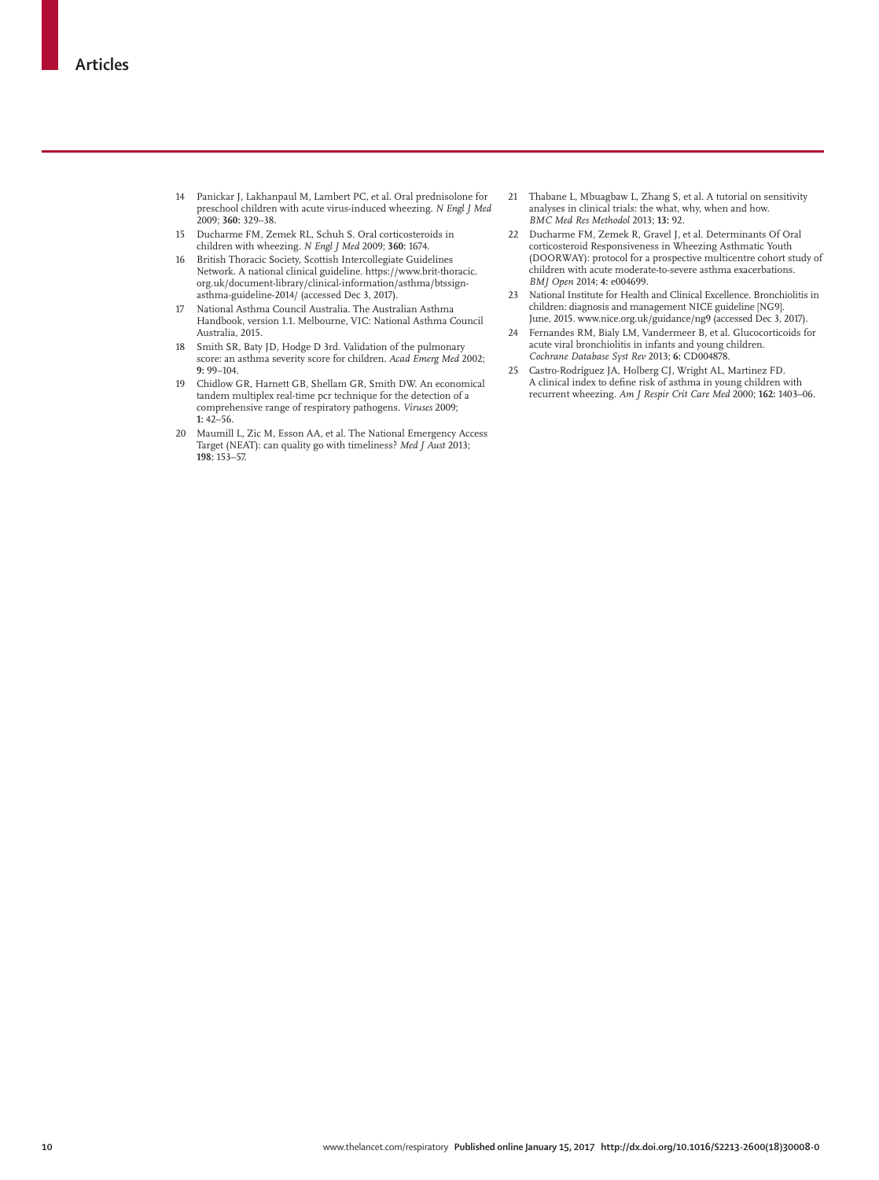14 Panickar J, Lakhanpaul M, Lambert PC, et al. Oral prednisolone for preschool children with acute virus-induced wheezing. *N Engl J Med* 2009; **360:** 329–38.

15 Ducharme FM, Zemek RL, Schuh S. Oral corticosteroids in children with wheezing. *N Engl J Med* 2009; **360:** 1674.

16 British Thoracic Society, Scottish Intercollegiate Guidelines Network. A national clinical guideline. https://www.brit-thoracic.org.uk/document-library/clinical-information/asthma/btssign-asthma-guideline-2014/ (accessed Dec 3, 2017).

17 National Asthma Council Australia. The Australian Asthma Handbook, version 1.1. Melbourne, VIC: National Asthma Council Australia, 2015.

18 Smith SR, Baty JD, Hodge D 3rd. Validation of the pulmonary score: an asthma severity score for children. *Acad Emerg Med* 2002; **9:** 99–104.

19 Chidlow GR, Harnett GB, Shellam GR, Smith DW. An economical tandem multiplex real-time pcr technique for the detection of a comprehensive range of respiratory pathogens. *Viruses* 2009; **1:** 42–56.

20 Maumill L, Zic M, Esson AA, et al. The National Emergency Access Target (NEAT): can quality go with timeliness? *Med J Aust* 2013; **198:** 153–57.

21 Thabane L, Mbuagbaw L, Zhang S, et al. A tutorial on sensitivity analyses in clinical trials: the what, why, when and how. *BMC Med Res Methodol* 2013; **13:** 92.

22 Ducharme FM, Zemek R, Gravel J, et al. Determinants Of Oral corticosteroid Responsiveness in Wheezing Asthmatic Youth (DOORWAY): protocol for a prospective multicentre cohort study of children with acute moderate-to-severe asthma exacerbations. *BMJ Open* 2014; **4:** e004699.

23 National Institute for Health and Clinical Excellence. Bronchiolitis in children: diagnosis and management NICE guideline [NG9]. June, 2015. www.nice.org.uk/guidance/ng9 (accessed Dec 3, 2017).

24 Fernandes RM, Bialy LM, Vandermeer B, et al. Glucocorticoids for acute viral bronchiolitis in infants and young children. *Cochrane Database Syst Rev* 2013; **6:** CD004878.

25 Castro-Rodriguez JA, Holberg CJ, Wright AL, Martinez FD. A clinical index to define risk of asthma in young children with recurrent wheezing. *Am J Respir Crit Care Med* 2000; **162:** 1403–06.